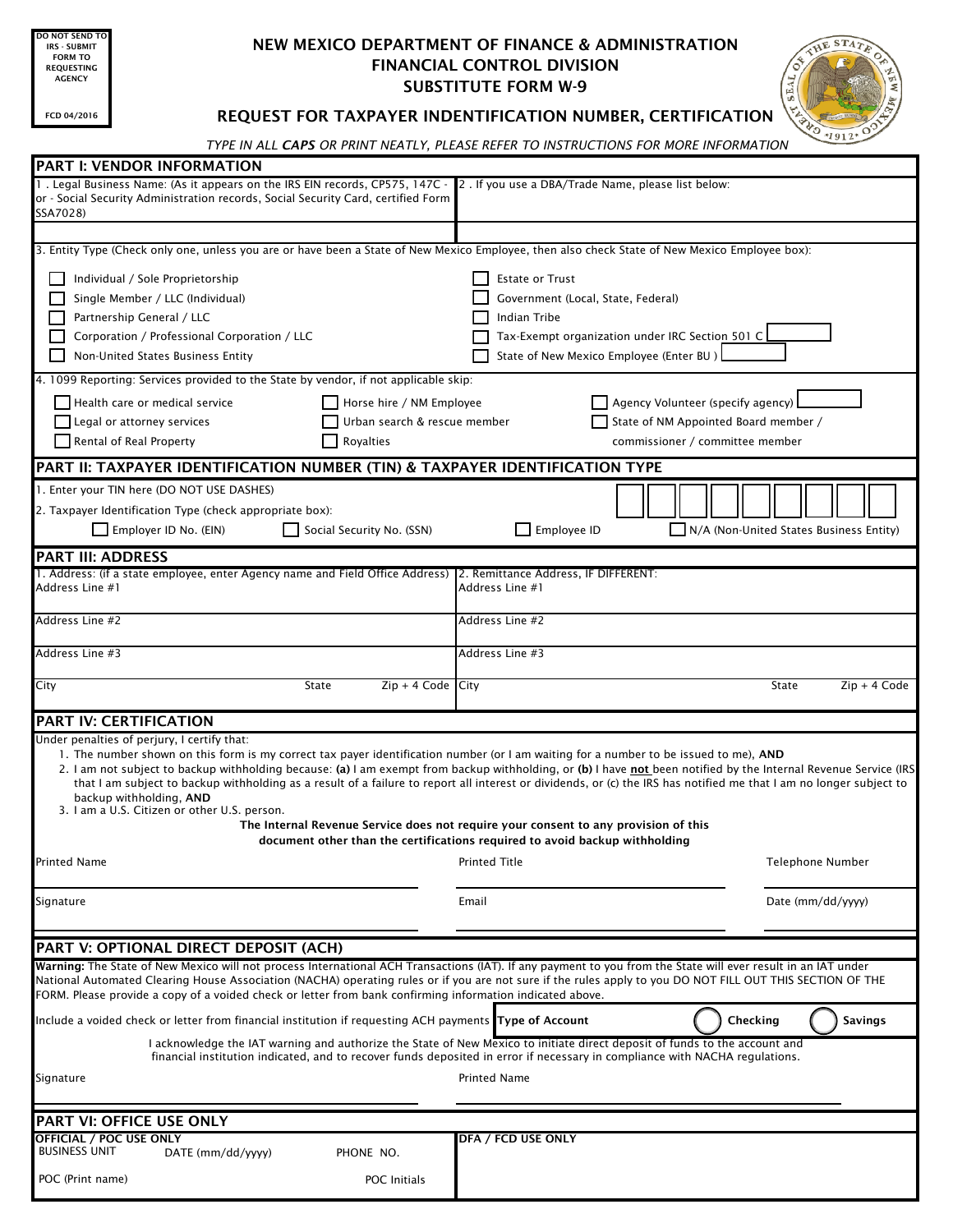DO NOT SEND TO IRS - SUBMIT FORM TO REQUESTING AGENCY

FCD 04/2016

# NEW MEXICO DEPARTMENT OF FINANCE & ADMINISTRATION
## FINANCIAL CONTROL DIVISION
## SUBSTITUTE FORM W-9

## REQUEST FOR TAXPAYER INDENTIFICATION NUMBER, CERTIFICATION

*TYPE IN ALL **CAPS** OR PRINT NEATLY, PLEASE REFER TO INSTRUCTIONS FOR MORE INFORMATION*

## PART I: VENDOR INFORMATION

1 . Legal Business Name: (As it appears on the IRS EIN records, CP575, 147C - or - Social Security Administration records, Social Security Card, certified Form SSA7028)

2 . If you use a DBA/Trade Name, please list below:

3. Entity Type (Check only one, unless you are or have been a State of New Mexico Employee, then also check State of New Mexico Employee box):

- ☐ Individual / Sole Proprietorship
- ☐ Single Member / LLC (Individual)
- ☐ Partnership General / LLC
- ☐ Corporation / Professional Corporation / LLC
- ☐ Non-United States Business Entity
- ☐ Estate or Trust
- ☐ Government (Local, State, Federal)
- ☐ Indian Tribe
- ☐ Tax-Exempt organization under IRC Section 501 C ______
- ☐ State of New Mexico Employee (Enter BU ) ______

4. 1099 Reporting: Services provided to the State by vendor, if not applicable skip:

- ☐ Health care or medical service
- ☐ Legal or attorney services
- ☐ Rental of Real Property
- ☐ Horse hire / NM Employee
- ☐ Urban search & rescue member
- ☐ Royalties
- ☐ Agency Volunteer (specify agency) ______
- ☐ State of NM Appointed Board member / commissioner / committee member

## PART II: TAXPAYER IDENTIFICATION NUMBER (TIN) & TAXPAYER IDENTIFICATION TYPE

1. Enter your TIN here (DO NOT USE DASHES) ☐☐☐☐☐☐☐☐☐

2. Taxpayer Identification Type (check appropriate box):

☐ Employer ID No. (EIN) ☐ Social Security No. (SSN) ☐ Employee ID ☐ N/A (Non-United States Business Entity)

## PART III: ADDRESS

| 1. Address: (if a state employee, enter Agency name and Field Office Address) | | | 2. Remittance Address, IF DIFFERENT: | | |
|---|---|---|---|---|---|
| Address Line #1 | | | Address Line #1 | | |
| Address Line #2 | | | Address Line #2 | | |
| Address Line #3 | | | Address Line #3 | | |
| City | State | Zip + 4 Code | City | State | Zip + 4 Code |

## PART IV: CERTIFICATION

Under penalties of perjury, I certify that:

1. The number shown on this form is my correct tax payer identification number (or I am waiting for a number to be issued to me), **AND**
2. I am not subject to backup withholding because: **(a)** I am exempt from backup withholding, or **(b)** I have **not** been notified by the Internal Revenue Service (IRS that I am subject to backup withholding as a result of a failure to report all interest or dividends, or (c) the IRS has notified me that I am no longer subject to backup withholding, **AND**
3. I am a U.S. Citizen or other U.S. person.

**The Internal Revenue Service does not require your consent to any provision of this document other than the certifications required to avoid backup withholding**

| Printed Name | Printed Title | Telephone Number |
|---|---|---|
| Signature | Email | Date (mm/dd/yyyy) |

## PART V: OPTIONAL DIRECT DEPOSIT (ACH)

**Warning:** The State of New Mexico will not process International ACH Transactions (IAT). If any payment to you from the State will ever result in an IAT under National Automated Clearing House Association (NACHA) operating rules or if you are not sure if the rules apply to you DO NOT FILL OUT THIS SECTION OF THE FORM. Please provide a copy of a voided check or letter from bank confirming information indicated above.

Include a voided check or letter from financial institution if requesting ACH payments **Type of Account** ◯ **Checking** ◯ **Savings**

I acknowledge the IAT warning and authorize the State of New Mexico to initiate direct deposit of funds to the account and financial institution indicated, and to recover funds deposited in error if necessary in compliance with NACHA regulations.

| Signature | Printed Name |
|---|---|

## PART VI: OFFICE USE ONLY

**OFFICIAL / POC USE ONLY**

| BUSINESS UNIT | DATE (mm/dd/yyyy) | PHONE NO. |
|---|---|---|
| POC (Print name) | | POC Initials |

**DFA / FCD USE ONLY**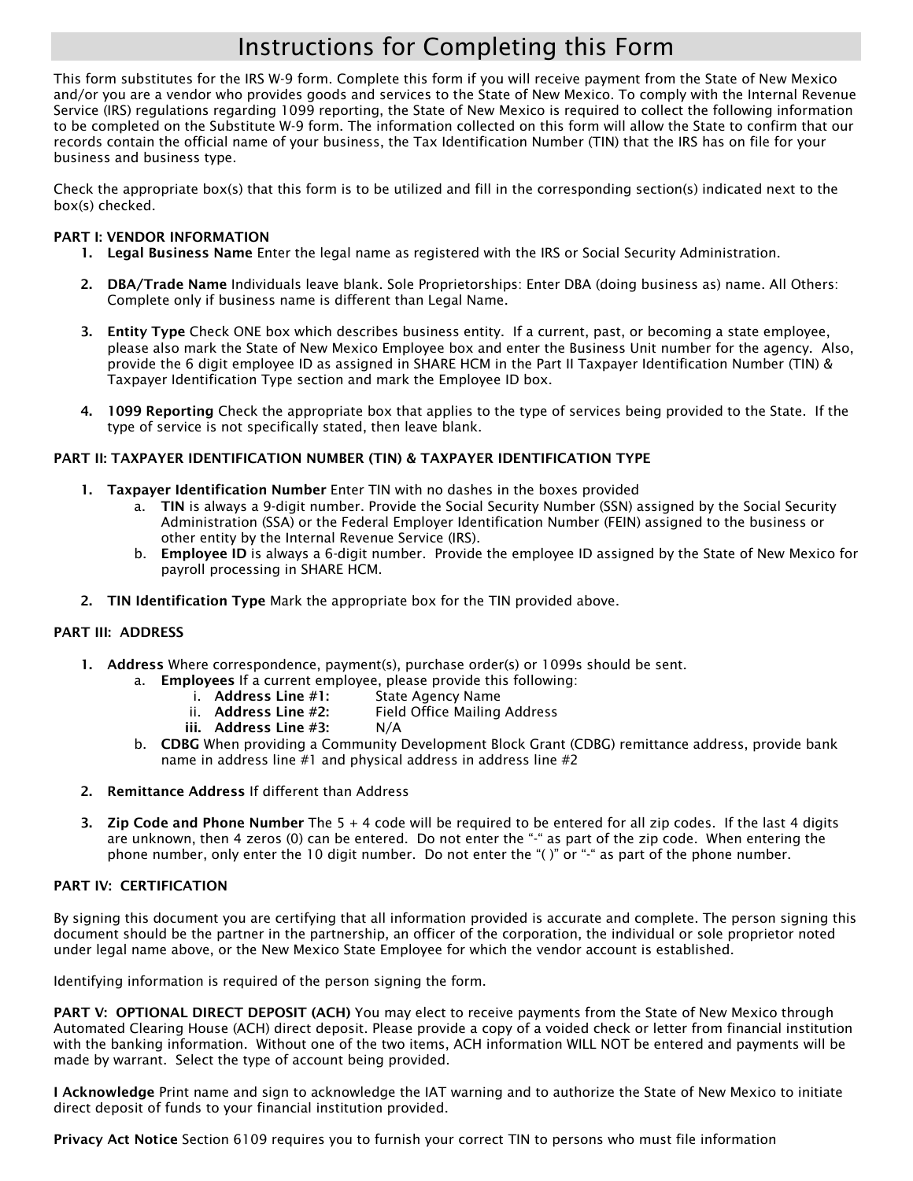# Instructions for Completing this Form

This form substitutes for the IRS W-9 form. Complete this form if you will receive payment from the State of New Mexico and/or you are a vendor who provides goods and services to the State of New Mexico. To comply with the Internal Revenue Service (IRS) regulations regarding 1099 reporting, the State of New Mexico is required to collect the following information to be completed on the Substitute W-9 form. The information collected on this form will allow the State to confirm that our records contain the official name of your business, the Tax Identification Number (TIN) that the IRS has on file for your business and business type.

Check the appropriate box(s) that this form is to be utilized and fill in the corresponding section(s) indicated next to the box(s) checked.

**PART I: VENDOR INFORMATION**

1. **Legal Business Name** Enter the legal name as registered with the IRS or Social Security Administration.

2. **DBA/Trade Name** Individuals leave blank. Sole Proprietorships: Enter DBA (doing business as) name. All Others: Complete only if business name is different than Legal Name.

3. **Entity Type** Check ONE box which describes business entity. If a current, past, or becoming a state employee, please also mark the State of New Mexico Employee box and enter the Business Unit number for the agency. Also, provide the 6 digit employee ID as assigned in SHARE HCM in the Part II Taxpayer Identification Number (TIN) & Taxpayer Identification Type section and mark the Employee ID box.

4. **1099 Reporting** Check the appropriate box that applies to the type of services being provided to the State. If the type of service is not specifically stated, then leave blank.

**PART II: TAXPAYER IDENTIFICATION NUMBER (TIN) & TAXPAYER IDENTIFICATION TYPE**

1. **Taxpayer Identification Number** Enter TIN with no dashes in the boxes provided
   a. **TIN** is always a 9-digit number. Provide the Social Security Number (SSN) assigned by the Social Security Administration (SSA) or the Federal Employer Identification Number (FEIN) assigned to the business or other entity by the Internal Revenue Service (IRS).
   b. **Employee ID** is always a 6-digit number. Provide the employee ID assigned by the State of New Mexico for payroll processing in SHARE HCM.

2. **TIN Identification Type** Mark the appropriate box for the TIN provided above.

**PART III: ADDRESS**

1. **Address** Where correspondence, payment(s), purchase order(s) or 1099s should be sent.
   a. **Employees** If a current employee, please provide this following:
      i. **Address Line #1:** State Agency Name
      ii. **Address Line #2:** Field Office Mailing Address
      iii. **Address Line #3:** N/A
   b. **CDBG** When providing a Community Development Block Grant (CDBG) remittance address, provide bank name in address line #1 and physical address in address line #2

2. **Remittance Address** If different than Address

3. **Zip Code and Phone Number** The 5 + 4 code will be required to be entered for all zip codes. If the last 4 digits are unknown, then 4 zeros (0) can be entered. Do not enter the "-" as part of the zip code. When entering the phone number, only enter the 10 digit number. Do not enter the "( )" or "-" as part of the phone number.

**PART IV: CERTIFICATION**

By signing this document you are certifying that all information provided is accurate and complete. The person signing this document should be the partner in the partnership, an officer of the corporation, the individual or sole proprietor noted under legal name above, or the New Mexico State Employee for which the vendor account is established.

Identifying information is required of the person signing the form.

**PART V: OPTIONAL DIRECT DEPOSIT (ACH)** You may elect to receive payments from the State of New Mexico through Automated Clearing House (ACH) direct deposit. Please provide a copy of a voided check or letter from financial institution with the banking information. Without one of the two items, ACH information WILL NOT be entered and payments will be made by warrant. Select the type of account being provided.

**I Acknowledge** Print name and sign to acknowledge the IAT warning and to authorize the State of New Mexico to initiate direct deposit of funds to your financial institution provided.

**Privacy Act Notice** Section 6109 requires you to furnish your correct TIN to persons who must file information